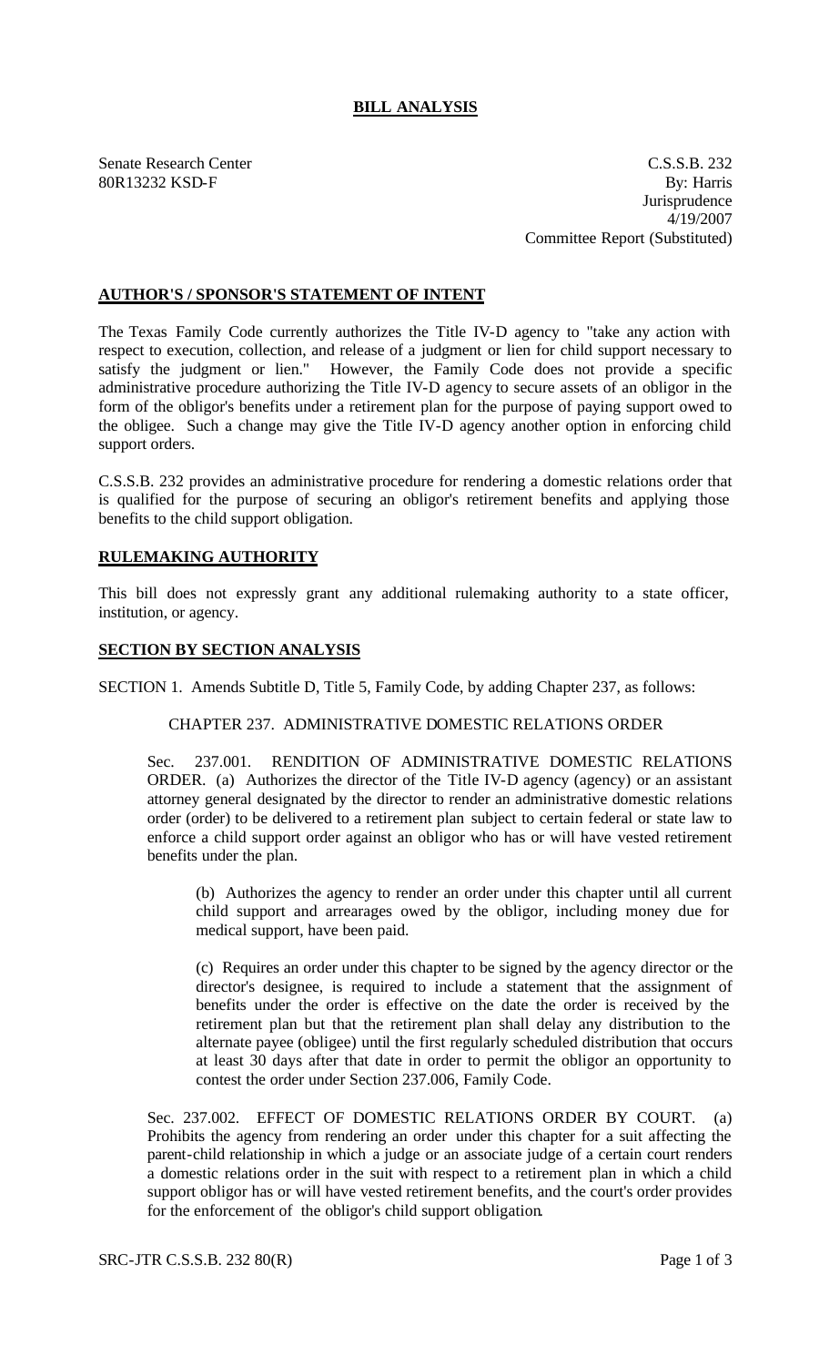# BILL ANALYSIS

Senate Research Center
80R13232 KSD-F

C.S.S.B. 232
By: Harris
Jurisprudence
4/19/2007
Committee Report (Substituted)

## AUTHOR'S / SPONSOR'S STATEMENT OF INTENT

The Texas Family Code currently authorizes the Title IV-D agency to "take any action with respect to execution, collection, and release of a judgment or lien for child support necessary to satisfy the judgment or lien." However, the Family Code does not provide a specific administrative procedure authorizing the Title IV-D agency to secure assets of an obligor in the form of the obligor's benefits under a retirement plan for the purpose of paying support owed to the obligee. Such a change may give the Title IV-D agency another option in enforcing child support orders.

C.S.S.B. 232 provides an administrative procedure for rendering a domestic relations order that is qualified for the purpose of securing an obligor's retirement benefits and applying those benefits to the child support obligation.

## RULEMAKING AUTHORITY

This bill does not expressly grant any additional rulemaking authority to a state officer, institution, or agency.

## SECTION BY SECTION ANALYSIS

SECTION 1. Amends Subtitle D, Title 5, Family Code, by adding Chapter 237, as follows:

CHAPTER 237. ADMINISTRATIVE DOMESTIC RELATIONS ORDER

Sec. 237.001. RENDITION OF ADMINISTRATIVE DOMESTIC RELATIONS ORDER. (a) Authorizes the director of the Title IV-D agency (agency) or an assistant attorney general designated by the director to render an administrative domestic relations order (order) to be delivered to a retirement plan subject to certain federal or state law to enforce a child support order against an obligor who has or will have vested retirement benefits under the plan.

(b) Authorizes the agency to render an order under this chapter until all current child support and arrearages owed by the obligor, including money due for medical support, have been paid.

(c) Requires an order under this chapter to be signed by the agency director or the director's designee, is required to include a statement that the assignment of benefits under the order is effective on the date the order is received by the retirement plan but that the retirement plan shall delay any distribution to the alternate payee (obligee) until the first regularly scheduled distribution that occurs at least 30 days after that date in order to permit the obligor an opportunity to contest the order under Section 237.006, Family Code.

Sec. 237.002. EFFECT OF DOMESTIC RELATIONS ORDER BY COURT. (a) Prohibits the agency from rendering an order under this chapter for a suit affecting the parent-child relationship in which a judge or an associate judge of a certain court renders a domestic relations order in the suit with respect to a retirement plan in which a child support obligor has or will have vested retirement benefits, and the court's order provides for the enforcement of the obligor's child support obligation.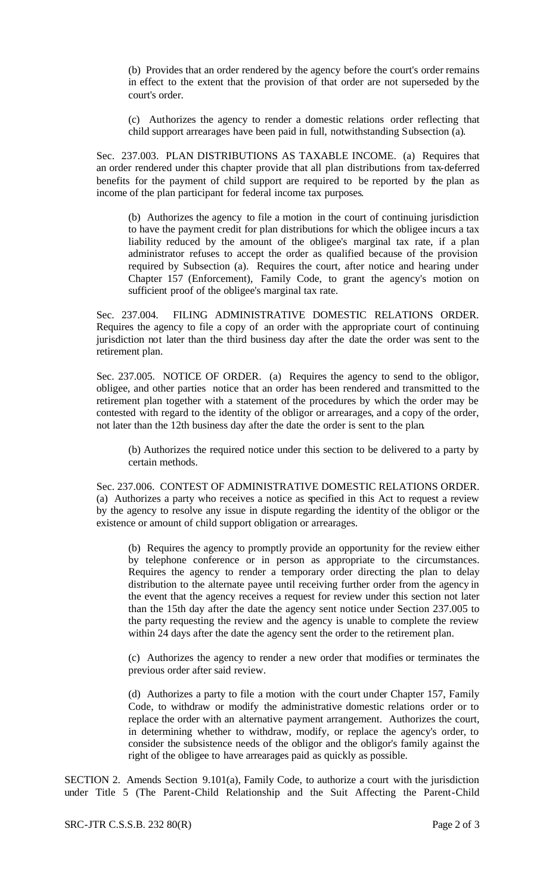(b) Provides that an order rendered by the agency before the court's order remains in effect to the extent that the provision of that order are not superseded by the court's order.

(c) Authorizes the agency to render a domestic relations order reflecting that child support arrearages have been paid in full, notwithstanding Subsection (a).

Sec. 237.003. PLAN DISTRIBUTIONS AS TAXABLE INCOME. (a) Requires that an order rendered under this chapter provide that all plan distributions from tax-deferred benefits for the payment of child support are required to be reported by the plan as income of the plan participant for federal income tax purposes.

(b) Authorizes the agency to file a motion in the court of continuing jurisdiction to have the payment credit for plan distributions for which the obligee incurs a tax liability reduced by the amount of the obligee's marginal tax rate, if a plan administrator refuses to accept the order as qualified because of the provision required by Subsection (a). Requires the court, after notice and hearing under Chapter 157 (Enforcement), Family Code, to grant the agency's motion on sufficient proof of the obligee's marginal tax rate.

Sec. 237.004. FILING ADMINISTRATIVE DOMESTIC RELATIONS ORDER. Requires the agency to file a copy of an order with the appropriate court of continuing jurisdiction not later than the third business day after the date the order was sent to the retirement plan.

Sec. 237.005. NOTICE OF ORDER. (a) Requires the agency to send to the obligor, obligee, and other parties notice that an order has been rendered and transmitted to the retirement plan together with a statement of the procedures by which the order may be contested with regard to the identity of the obligor or arrearages, and a copy of the order, not later than the 12th business day after the date the order is sent to the plan.

(b) Authorizes the required notice under this section to be delivered to a party by certain methods.

Sec. 237.006. CONTEST OF ADMINISTRATIVE DOMESTIC RELATIONS ORDER. (a) Authorizes a party who receives a notice as specified in this Act to request a review by the agency to resolve any issue in dispute regarding the identity of the obligor or the existence or amount of child support obligation or arrearages.

(b) Requires the agency to promptly provide an opportunity for the review either by telephone conference or in person as appropriate to the circumstances. Requires the agency to render a temporary order directing the plan to delay distribution to the alternate payee until receiving further order from the agency in the event that the agency receives a request for review under this section not later than the 15th day after the date the agency sent notice under Section 237.005 to the party requesting the review and the agency is unable to complete the review within 24 days after the date the agency sent the order to the retirement plan.

(c) Authorizes the agency to render a new order that modifies or terminates the previous order after said review.

(d) Authorizes a party to file a motion with the court under Chapter 157, Family Code, to withdraw or modify the administrative domestic relations order or to replace the order with an alternative payment arrangement. Authorizes the court, in determining whether to withdraw, modify, or replace the agency's order, to consider the subsistence needs of the obligor and the obligor's family against the right of the obligee to have arrearages paid as quickly as possible.

SECTION 2. Amends Section 9.101(a), Family Code, to authorize a court with the jurisdiction under Title 5 (The Parent-Child Relationship and the Suit Affecting the Parent-Child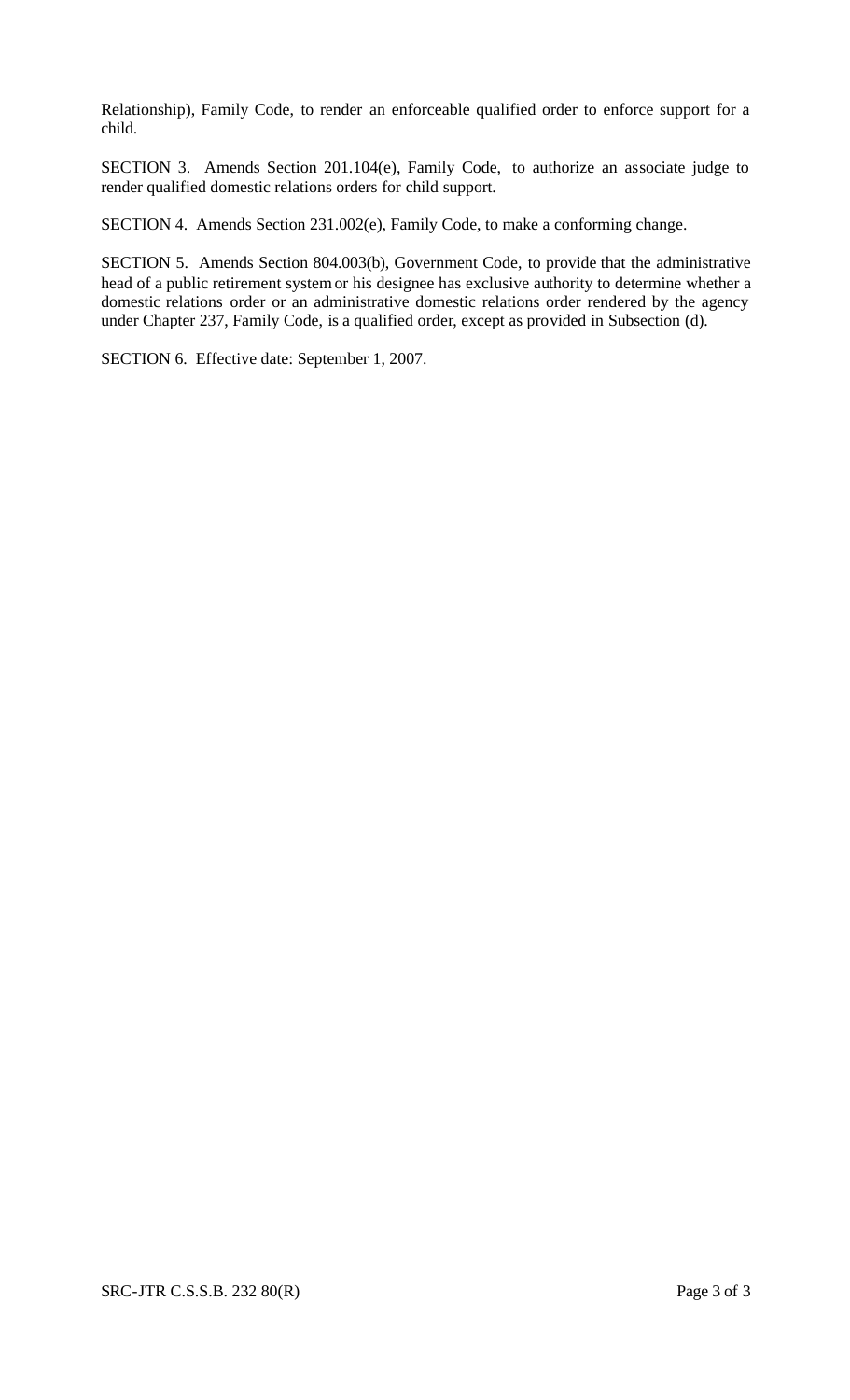Relationship), Family Code, to render an enforceable qualified order to enforce support for a child.

SECTION 3. Amends Section 201.104(e), Family Code, to authorize an associate judge to render qualified domestic relations orders for child support.

SECTION 4. Amends Section 231.002(e), Family Code, to make a conforming change.

SECTION 5. Amends Section 804.003(b), Government Code, to provide that the administrative head of a public retirement system or his designee has exclusive authority to determine whether a domestic relations order or an administrative domestic relations order rendered by the agency under Chapter 237, Family Code, is a qualified order, except as provided in Subsection (d).

SECTION 6. Effective date: September 1, 2007.